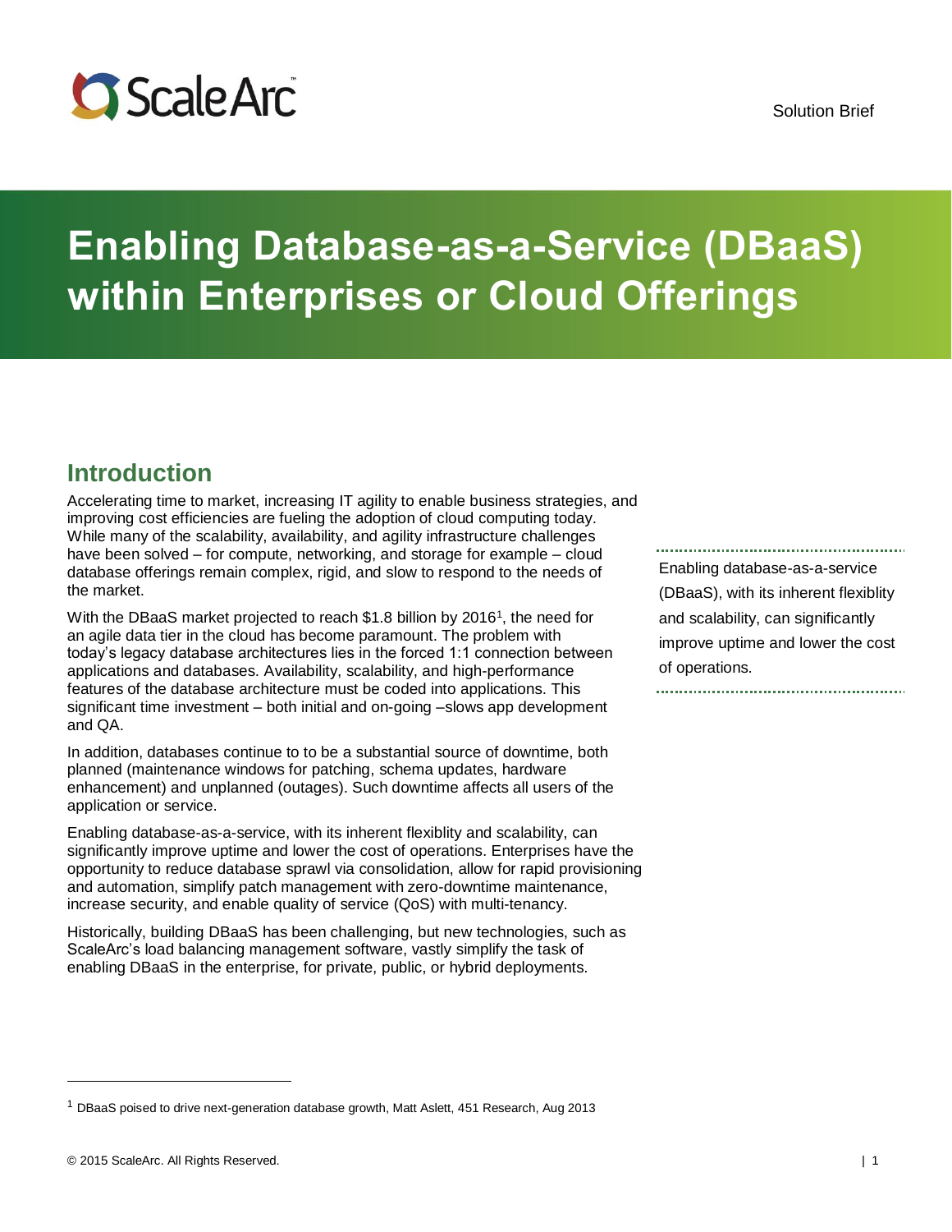ScaleArc™

Solution Brief

# Enabling Database-as-a-Service (DBaaS) within Enterprises or Cloud Offerings

## Introduction

Accelerating time to market, increasing IT agility to enable business strategies, and improving cost efficiencies are fueling the adoption of cloud computing today. While many of the scalability, availability, and agility infrastructure challenges have been solved – for compute, networking, and storage for example – cloud database offerings remain complex, rigid, and slow to respond to the needs of the market.

With the DBaaS market projected to reach $1.8 billion by 2016[1], the need for an agile data tier in the cloud has become paramount. The problem with today's legacy database architectures lies in the forced 1:1 connection between applications and databases. Availability, scalability, and high-performance features of the database architecture must be coded into applications. This significant time investment – both initial and on-going –slows app development and QA.

In addition, databases continue to to be a substantial source of downtime, both planned (maintenance windows for patching, schema updates, hardware enhancement) and unplanned (outages). Such downtime affects all users of the application or service.

Enabling database-as-a-service, with its inherent flexiblity and scalability, can significantly improve uptime and lower the cost of operations. Enterprises have the opportunity to reduce database sprawl via consolidation, allow for rapid provisioning and automation, simplify patch management with zero-downtime maintenance, increase security, and enable quality of service (QoS) with multi-tenancy.

Historically, building DBaaS has been challenging, but new technologies, such as ScaleArc's load balancing management software, vastly simplify the task of enabling DBaaS in the enterprise, for private, public, or hybrid deployments.

> Enabling database-as-a-service (DBaaS), with its inherent flexiblity and scalability, can significantly improve uptime and lower the cost of operations.

[1] DBaaS poised to drive next-generation database growth, Matt Aslett, 451 Research, Aug 2013

© 2015 ScaleArc. All Rights Reserved.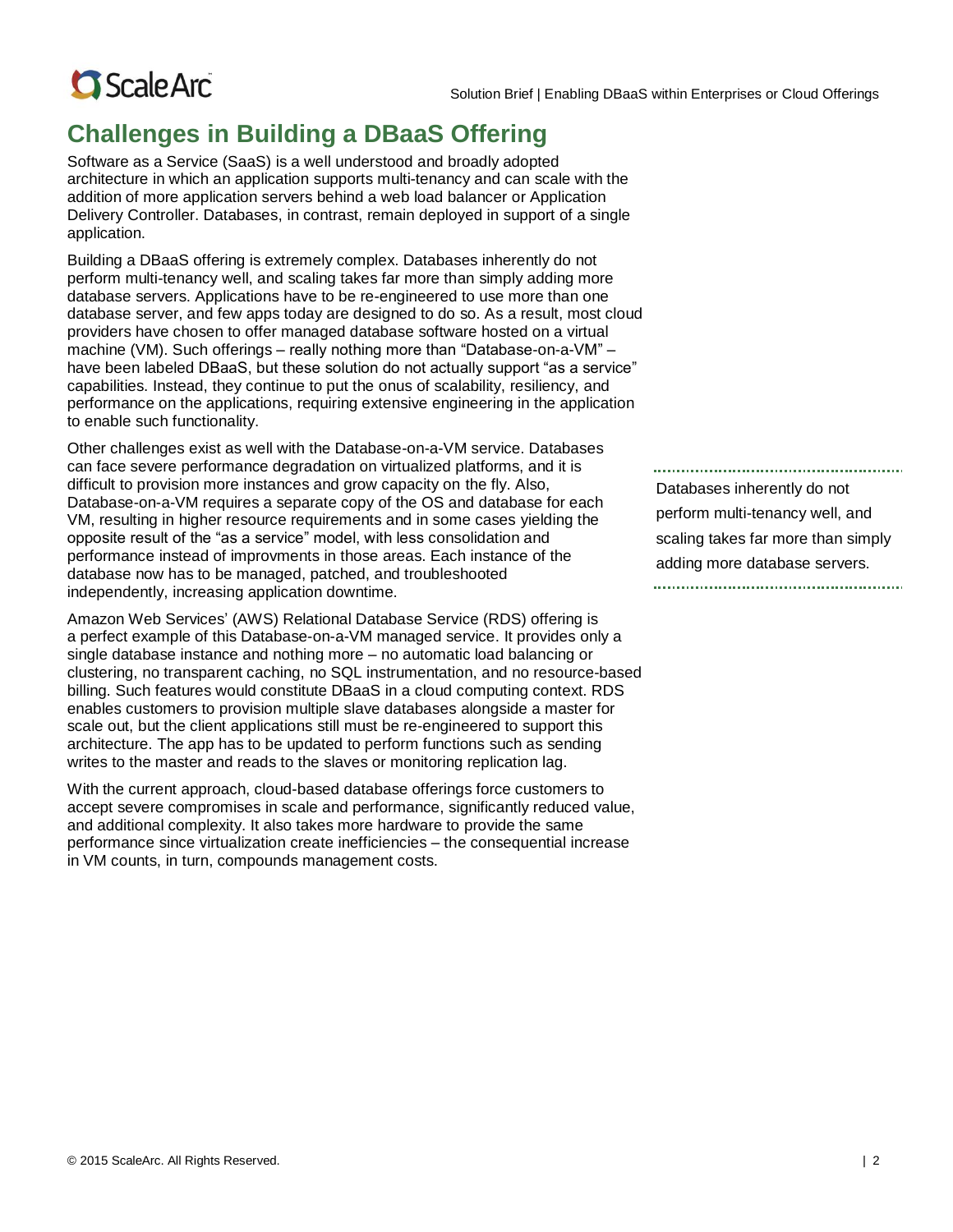## Challenges in Building a DBaaS Offering

Software as a Service (SaaS) is a well understood and broadly adopted architecture in which an application supports multi-tenancy and can scale with the addition of more application servers behind a web load balancer or Application Delivery Controller. Databases, in contrast, remain deployed in support of a single application.

Building a DBaaS offering is extremely complex. Databases inherently do not perform multi-tenancy well, and scaling takes far more than simply adding more database servers. Applications have to be re-engineered to use more than one database server, and few apps today are designed to do so. As a result, most cloud providers have chosen to offer managed database software hosted on a virtual machine (VM). Such offerings – really nothing more than "Database-on-a-VM" – have been labeled DBaaS, but these solution do not actually support "as a service" capabilities. Instead, they continue to put the onus of scalability, resiliency, and performance on the applications, requiring extensive engineering in the application to enable such functionality.

Other challenges exist as well with the Database-on-a-VM service. Databases can face severe performance degradation on virtualized platforms, and it is difficult to provision more instances and grow capacity on the fly. Also, Database-on-a-VM requires a separate copy of the OS and database for each VM, resulting in higher resource requirements and in some cases yielding the opposite result of the "as a service" model, with less consolidation and performance instead of improvments in those areas. Each instance of the database now has to be managed, patched, and troubleshooted independently, increasing application downtime.

> Databases inherently do not perform multi-tenancy well, and scaling takes far more than simply adding more database servers.

Amazon Web Services' (AWS) Relational Database Service (RDS) offering is a perfect example of this Database-on-a-VM managed service. It provides only a single database instance and nothing more – no automatic load balancing or clustering, no transparent caching, no SQL instrumentation, and no resource-based billing. Such features would constitute DBaaS in a cloud computing context. RDS enables customers to provision multiple slave databases alongside a master for scale out, but the client applications still must be re-engineered to support this architecture. The app has to be updated to perform functions such as sending writes to the master and reads to the slaves or monitoring replication lag.

With the current approach, cloud-based database offerings force customers to accept severe compromises in scale and performance, significantly reduced value, and additional complexity. It also takes more hardware to provide the same performance since virtualization create inefficiencies – the consequential increase in VM counts, in turn, compounds management costs.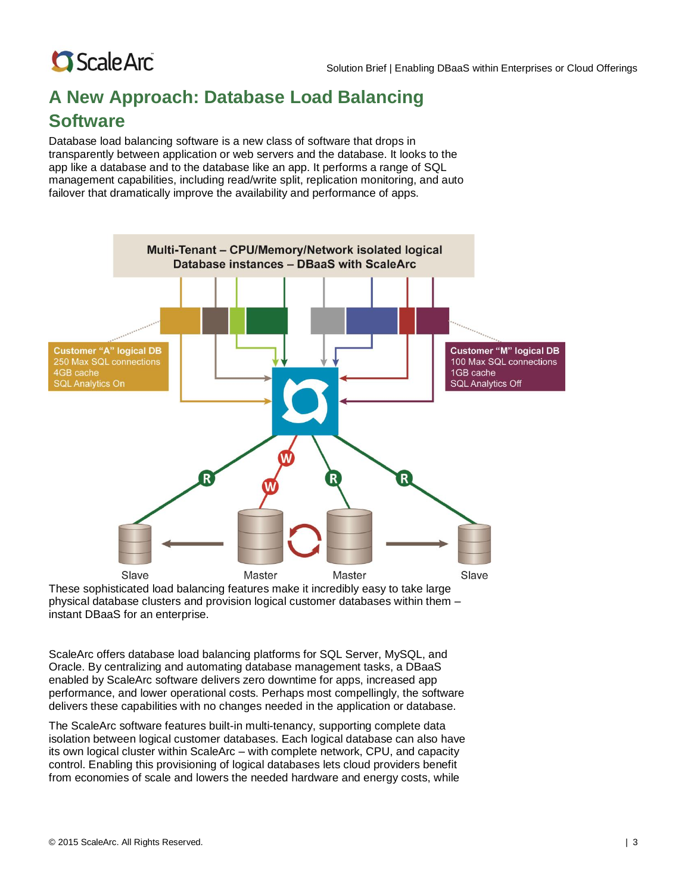## A New Approach: Database Load Balancing Software

Database load balancing software is a new class of software that drops in transparently between application or web servers and the database. It looks to the app like a database and to the database like an app. It performs a range of SQL management capabilities, including read/write split, replication monitoring, and auto failover that dramatically improve the availability and performance of apps.

Multi-Tenant – CPU/Memory/Network isolated logical Database instances – DBaaS with ScaleArc

Customer "A" logical DB
250 Max SQL connections
4GB cache
SQL Analytics On

Customer "M" logical DB
100 Max SQL connections
1GB cache
SQL Analytics Off

R
W
W
R
R

Slave
Master
Master
Slave

These sophisticated load balancing features make it incredibly easy to take large physical database clusters and provision logical customer databases within them – instant DBaaS for an enterprise.

ScaleArc offers database load balancing platforms for SQL Server, MySQL, and Oracle. By centralizing and automating database management tasks, a DBaaS enabled by ScaleArc software delivers zero downtime for apps, increased app performance, and lower operational costs. Perhaps most compellingly, the software delivers these capabilities with no changes needed in the application or database.

The ScaleArc software features built-in multi-tenancy, supporting complete data isolation between logical customer databases. Each logical database can also have its own logical cluster within ScaleArc – with complete network, CPU, and capacity control. Enabling this provisioning of logical databases lets cloud providers benefit from economies of scale and lowers the needed hardware and energy costs, while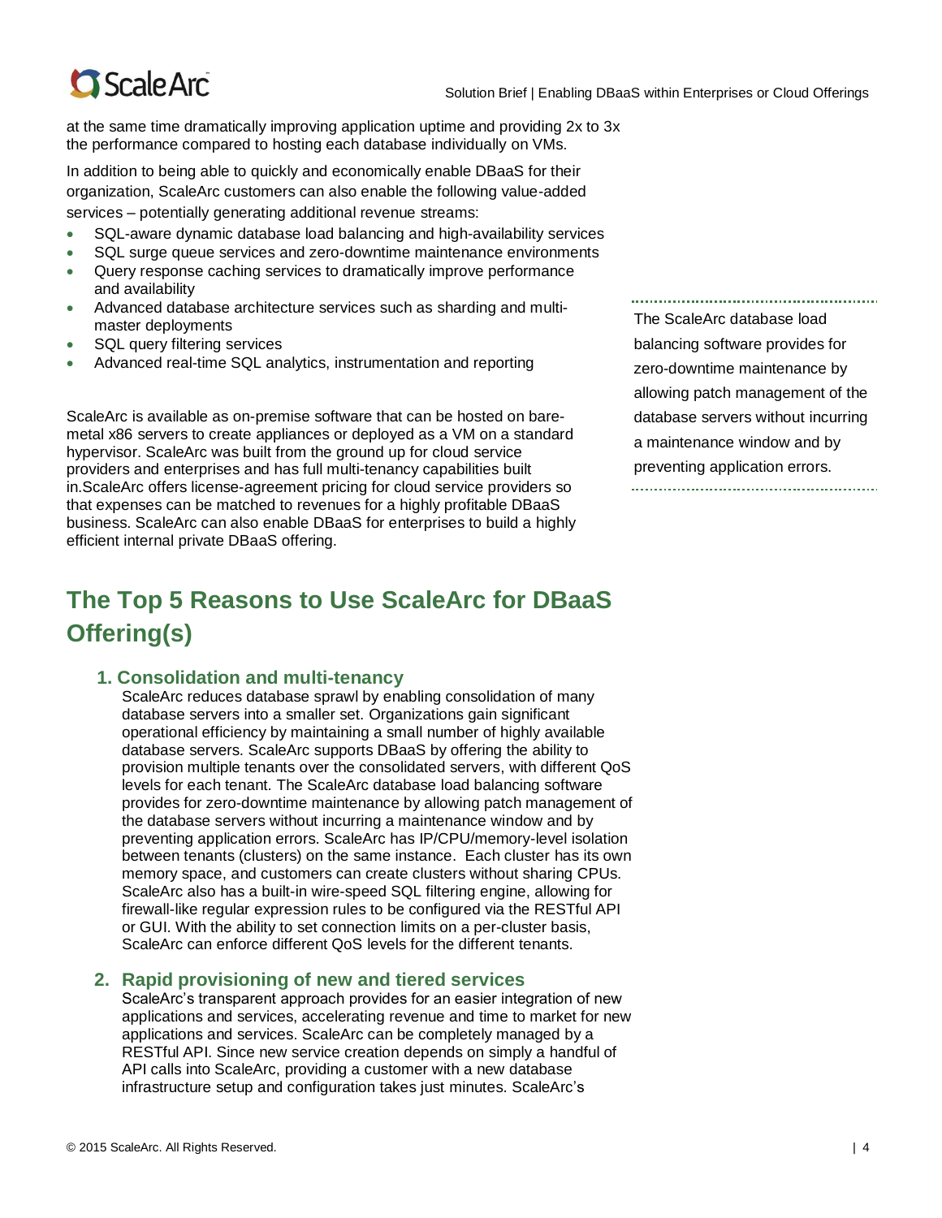at the same time dramatically improving application uptime and providing 2x to 3x the performance compared to hosting each database individually on VMs.

In addition to being able to quickly and economically enable DBaaS for their organization, ScaleArc customers can also enable the following value-added services – potentially generating additional revenue streams:

- SQL-aware dynamic database load balancing and high-availability services
- SQL surge queue services and zero-downtime maintenance environments
- Query response caching services to dramatically improve performance and availability
- Advanced database architecture services such as sharding and multi-master deployments
- SQL query filtering services
- Advanced real-time SQL analytics, instrumentation and reporting

ScaleArc is available as on-premise software that can be hosted on bare-metal x86 servers to create appliances or deployed as a VM on a standard hypervisor. ScaleArc was built from the ground up for cloud service providers and enterprises and has full multi-tenancy capabilities built in.ScaleArc offers license-agreement pricing for cloud service providers so that expenses can be matched to revenues for a highly profitable DBaaS business. ScaleArc can also enable DBaaS for enterprises to build a highly efficient internal private DBaaS offering.

The ScaleArc database load balancing software provides for zero-downtime maintenance by allowing patch management of the database servers without incurring a maintenance window and by preventing application errors.

## The Top 5 Reasons to Use ScaleArc for DBaaS Offering(s)

### 1. Consolidation and multi-tenancy

ScaleArc reduces database sprawl by enabling consolidation of many database servers into a smaller set. Organizations gain significant operational efficiency by maintaining a small number of highly available database servers. ScaleArc supports DBaaS by offering the ability to provision multiple tenants over the consolidated servers, with different QoS levels for each tenant. The ScaleArc database load balancing software provides for zero-downtime maintenance by allowing patch management of the database servers without incurring a maintenance window and by preventing application errors. ScaleArc has IP/CPU/memory-level isolation between tenants (clusters) on the same instance. Each cluster has its own memory space, and customers can create clusters without sharing CPUs. ScaleArc also has a built-in wire-speed SQL filtering engine, allowing for firewall-like regular expression rules to be configured via the RESTful API or GUI. With the ability to set connection limits on a per-cluster basis, ScaleArc can enforce different QoS levels for the different tenants.

### 2. Rapid provisioning of new and tiered services

ScaleArc's transparent approach provides for an easier integration of new applications and services, accelerating revenue and time to market for new applications and services. ScaleArc can be completely managed by a RESTful API. Since new service creation depends on simply a handful of API calls into ScaleArc, providing a customer with a new database infrastructure setup and configuration takes just minutes. ScaleArc's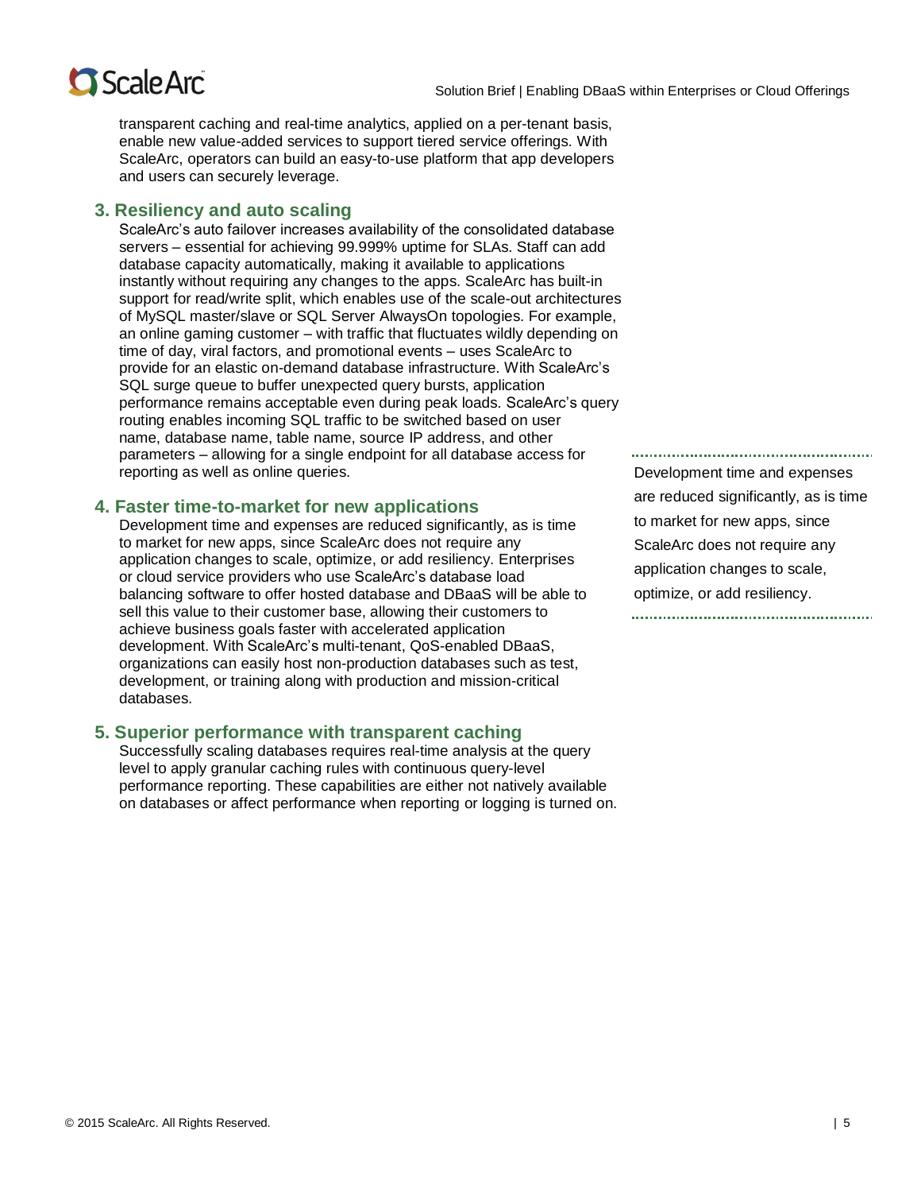transparent caching and real-time analytics, applied on a per-tenant basis, enable new value-added services to support tiered service offerings. With ScaleArc, operators can build an easy-to-use platform that app developers and users can securely leverage.

### 3. Resiliency and auto scaling

ScaleArc's auto failover increases availability of the consolidated database servers – essential for achieving 99.999% uptime for SLAs. Staff can add database capacity automatically, making it available to applications instantly without requiring any changes to the apps. ScaleArc has built-in support for read/write split, which enables use of the scale-out architectures of MySQL master/slave or SQL Server AlwaysOn topologies. For example, an online gaming customer – with traffic that fluctuates wildly depending on time of day, viral factors, and promotional events – uses ScaleArc to provide for an elastic on-demand database infrastructure. With ScaleArc's SQL surge queue to buffer unexpected query bursts, application performance remains acceptable even during peak loads. ScaleArc's query routing enables incoming SQL traffic to be switched based on user name, database name, table name, source IP address, and other parameters – allowing for a single endpoint for all database access for reporting as well as online queries.

### 4. Faster time-to-market for new applications

Development time and expenses are reduced significantly, as is time to market for new apps, since ScaleArc does not require any application changes to scale, optimize, or add resiliency. Enterprises or cloud service providers who use ScaleArc's database load balancing software to offer hosted database and DBaaS will be able to sell this value to their customer base, allowing their customers to achieve business goals faster with accelerated application development. With ScaleArc's multi-tenant, QoS-enabled DBaaS, organizations can easily host non-production databases such as test, development, or training along with production and mission-critical databases.

> Development time and expenses are reduced significantly, as is time to market for new apps, since ScaleArc does not require any application changes to scale, optimize, or add resiliency.

### 5. Superior performance with transparent caching

Successfully scaling databases requires real-time analysis at the query level to apply granular caching rules with continuous query-level performance reporting. These capabilities are either not natively available on databases or affect performance when reporting or logging is turned on.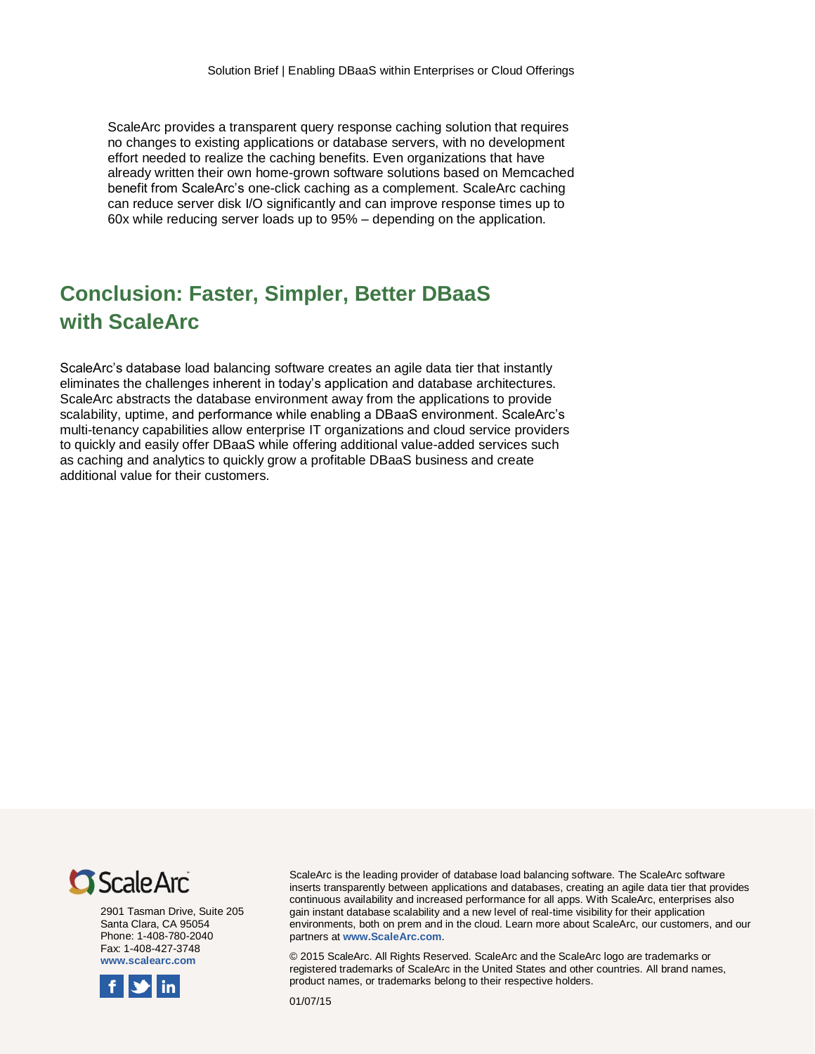ScaleArc provides a transparent query response caching solution that requires no changes to existing applications or database servers, with no development effort needed to realize the caching benefits. Even organizations that have already written their own home-grown software solutions based on Memcached benefit from ScaleArc's one-click caching as a complement. ScaleArc caching can reduce server disk I/O significantly and can improve response times up to 60x while reducing server loads up to 95% – depending on the application.

## Conclusion: Faster, Simpler, Better DBaaS with ScaleArc

ScaleArc's database load balancing software creates an agile data tier that instantly eliminates the challenges inherent in today's application and database architectures. ScaleArc abstracts the database environment away from the applications to provide scalability, uptime, and performance while enabling a DBaaS environment. ScaleArc's multi-tenancy capabilities allow enterprise IT organizations and cloud service providers to quickly and easily offer DBaaS while offering additional value-added services such as caching and analytics to quickly grow a profitable DBaaS business and create additional value for their customers.

ScaleArc

2901 Tasman Drive, Suite 205
Santa Clara, CA 95054
Phone: 1-408-780-2040
Fax: 1-408-427-3748
**www.scalearc.com**

ScaleArc is the leading provider of database load balancing software. The ScaleArc software inserts transparently between applications and databases, creating an agile data tier that provides continuous availability and increased performance for all apps. With ScaleArc, enterprises also gain instant database scalability and a new level of real-time visibility for their application environments, both on prem and in the cloud. Learn more about ScaleArc, our customers, and our partners at **www.ScaleArc.com**.

© 2015 ScaleArc. All Rights Reserved. ScaleArc and the ScaleArc logo are trademarks or registered trademarks of ScaleArc in the United States and other countries. All brand names, product names, or trademarks belong to their respective holders.

01/07/15